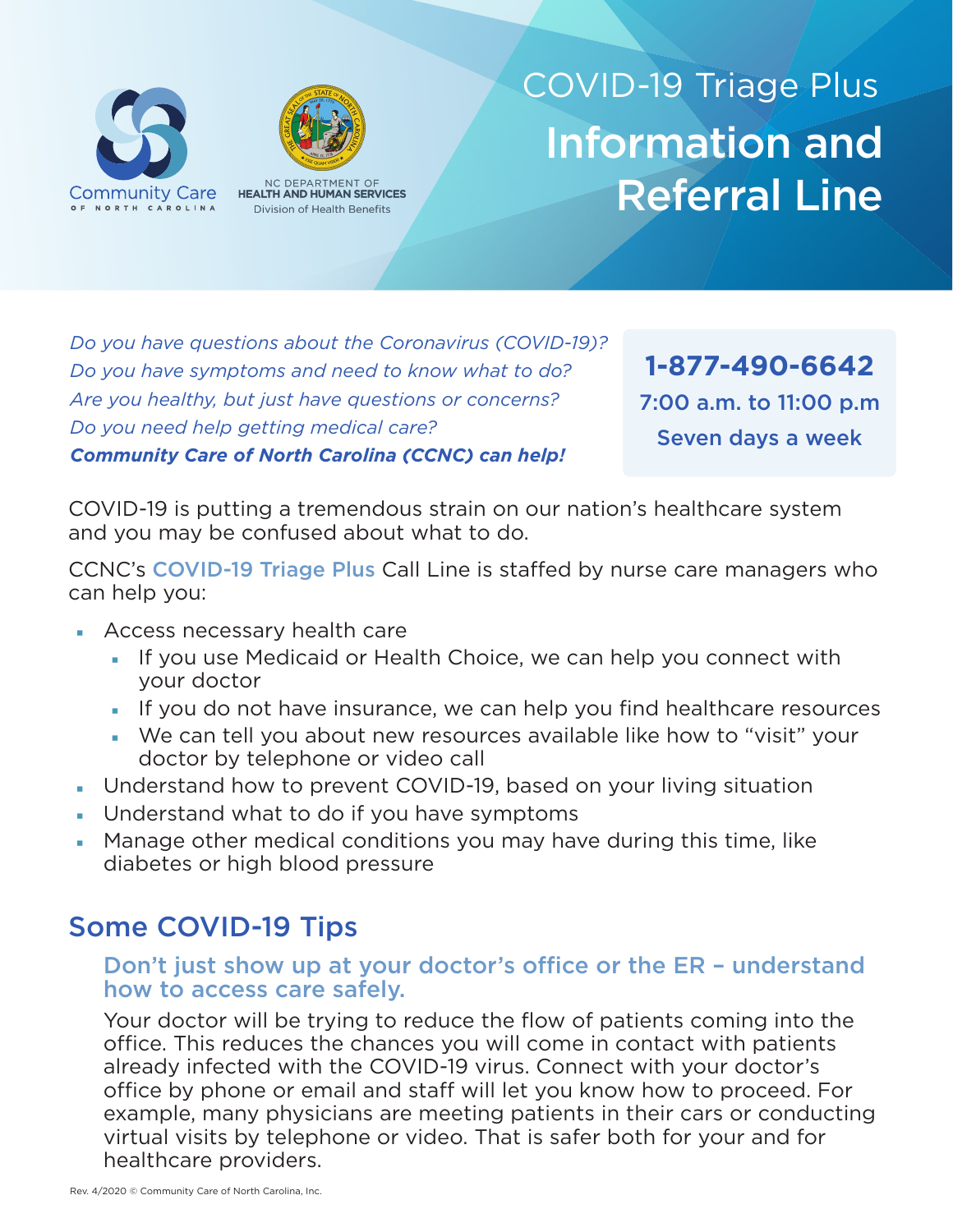Community Care OF NORTH CAROLINA

NC DEPARTMENT OF
HEALTH AND HUMAN SERVICES
Division of Health Benefits

# COVID-19 Triage Plus
# Information and Referral Line

*Do you have questions about the Coronavirus (COVID-19)?*
*Do you have symptoms and need to know what to do?*
*Are you healthy, but just have questions or concerns?*
*Do you need help getting medical care?*
***Community Care of North Carolina (CCNC) can help!***

**1-877-490-6642**
**7:00 a.m. to 11:00 p.m**
**Seven days a week**

COVID-19 is putting a tremendous strain on our nation's healthcare system and you may be confused about what to do.

CCNC's COVID-19 Triage Plus Call Line is staffed by nurse care managers who can help you:

- Access necessary health care
  - If you use Medicaid or Health Choice, we can help you connect with your doctor
  - If you do not have insurance, we can help you find healthcare resources
  - We can tell you about new resources available like how to "visit" your doctor by telephone or video call
- Understand how to prevent COVID-19, based on your living situation
- Understand what to do if you have symptoms
- Manage other medical conditions you may have during this time, like diabetes or high blood pressure

## Some COVID-19 Tips

### Don't just show up at your doctor's office or the ER – understand how to access care safely.

Your doctor will be trying to reduce the flow of patients coming into the office. This reduces the chances you will come in contact with patients already infected with the COVID-19 virus. Connect with your doctor's office by phone or email and staff will let you know how to proceed. For example, many physicians are meeting patients in their cars or conducting virtual visits by telephone or video. That is safer both for your and for healthcare providers.

Rev. 4/2020 © Community Care of North Carolina, Inc.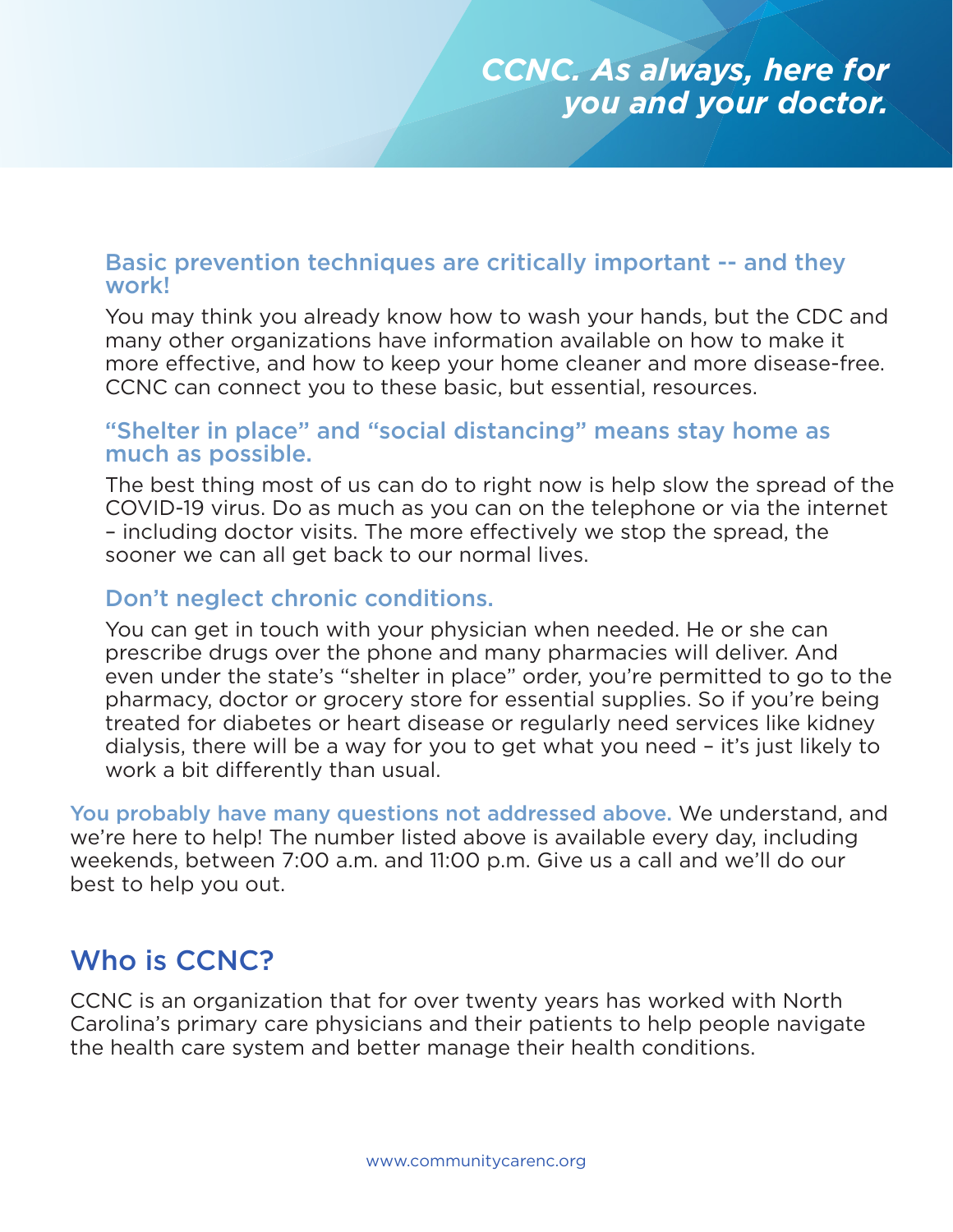*CCNC. As always, here for you and your doctor.*

### Basic prevention techniques are critically important -- and they work!

You may think you already know how to wash your hands, but the CDC and many other organizations have information available on how to make it more effective, and how to keep your home cleaner and more disease-free. CCNC can connect you to these basic, but essential, resources.

### "Shelter in place" and "social distancing" means stay home as much as possible.

The best thing most of us can do to right now is help slow the spread of the COVID-19 virus. Do as much as you can on the telephone or via the internet – including doctor visits. The more effectively we stop the spread, the sooner we can all get back to our normal lives.

### Don't neglect chronic conditions.

You can get in touch with your physician when needed. He or she can prescribe drugs over the phone and many pharmacies will deliver. And even under the state's "shelter in place" order, you're permitted to go to the pharmacy, doctor or grocery store for essential supplies. So if you're being treated for diabetes or heart disease or regularly need services like kidney dialysis, there will be a way for you to get what you need – it's just likely to work a bit differently than usual.

**You probably have many questions not addressed above.** We understand, and we're here to help! The number listed above is available every day, including weekends, between 7:00 a.m. and 11:00 p.m. Give us a call and we'll do our best to help you out.

## Who is CCNC?

CCNC is an organization that for over twenty years has worked with North Carolina's primary care physicians and their patients to help people navigate the health care system and better manage their health conditions.

www.communitycarenc.org